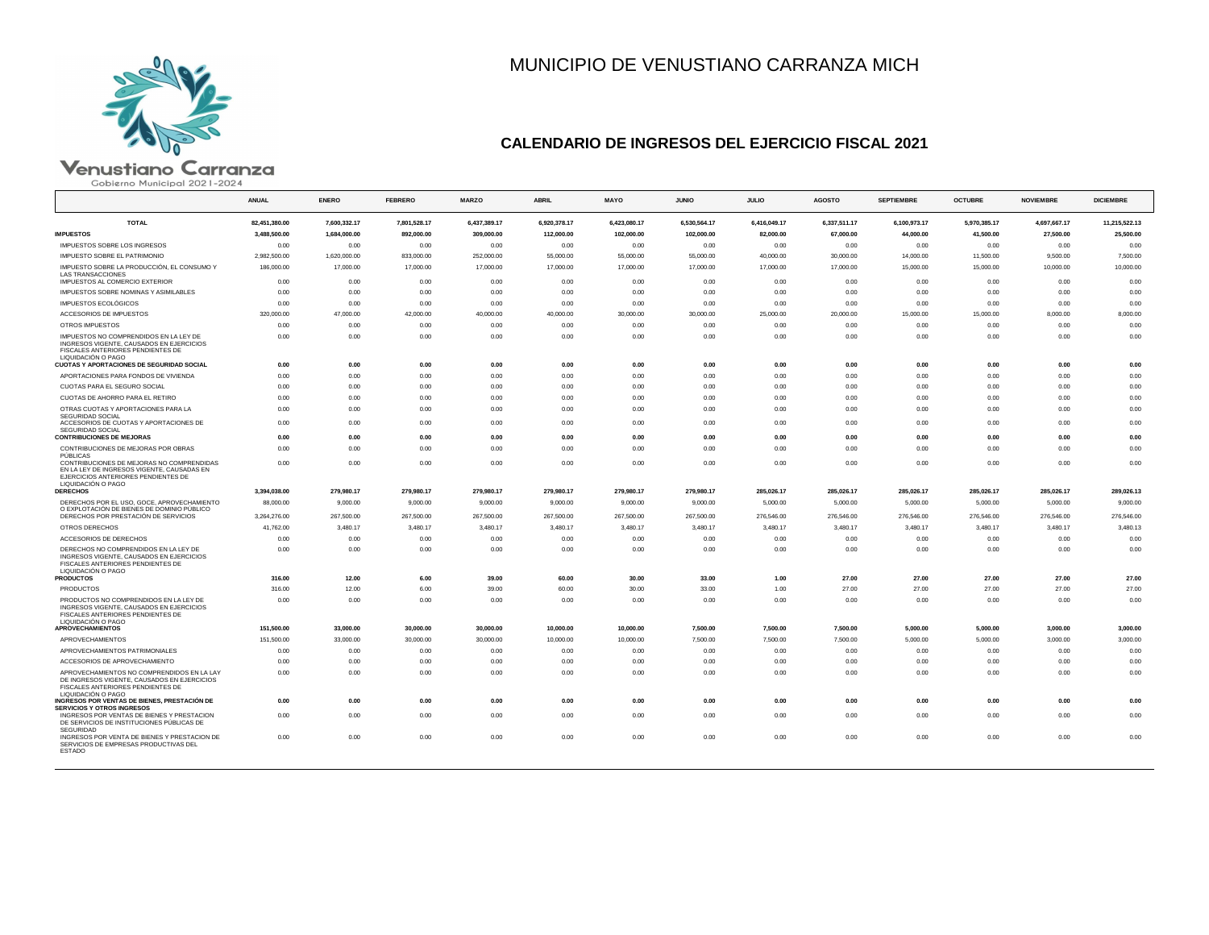Venustiano Carranza
Gobierno Municipal 2021-2024

# MUNICIPIO DE VENUSTIANO CARRANZA MICH

## CALENDARIO DE INGRESOS DEL EJERCICIO FISCAL 2021

| | ANUAL | ENERO | FEBRERO | MARZO | ABRIL | MAYO | JUNIO | JULIO | AGOSTO | SEPTIEMBRE | OCTUBRE | NOVIEMBRE | DICIEMBRE |
|---|---|---|---|---|---|---|---|---|---|---|---|---|---|
| **TOTAL** | **82,451,380.00** | **7,600,332.17** | **7,801,528.17** | **6,437,389.17** | **6,920,378.17** | **6,423,080.17** | **6,530,564.17** | **6,416,049.17** | **6,337,511.17** | **6,100,973.17** | **5,970,385.17** | **4,697,667.17** | **11,215,522.13** |
| **IMPUESTOS** | **3,488,500.00** | **1,684,000.00** | **892,000.00** | **309,000.00** | **112,000.00** | **102,000.00** | **102,000.00** | **82,000.00** | **67,000.00** | **44,000.00** | **41,500.00** | **27,500.00** | **25,500.00** |
| IMPUESTOS SOBRE LOS INGRESOS | 0.00 | 0.00 | 0.00 | 0.00 | 0.00 | 0.00 | 0.00 | 0.00 | 0.00 | 0.00 | 0.00 | 0.00 | 0.00 |
| IMPUESTO SOBRE EL PATRIMONIO | 2,982,500.00 | 1,620,000.00 | 833,000.00 | 252,000.00 | 55,000.00 | 55,000.00 | 55,000.00 | 40,000.00 | 30,000.00 | 14,000.00 | 11,500.00 | 9,500.00 | 7,500.00 |
| IMPUESTO SOBRE LA PRODUCCIÓN, EL CONSUMO Y LAS TRANSACCIONES | 186,000.00 | 17,000.00 | 17,000.00 | 17,000.00 | 17,000.00 | 17,000.00 | 17,000.00 | 17,000.00 | 17,000.00 | 15,000.00 | 15,000.00 | 10,000.00 | 10,000.00 |
| IMPUESTOS AL COMERCIO EXTERIOR | 0.00 | 0.00 | 0.00 | 0.00 | 0.00 | 0.00 | 0.00 | 0.00 | 0.00 | 0.00 | 0.00 | 0.00 | 0.00 |
| IMPUESTOS SOBRE NOMINAS Y ASIMILABLES | 0.00 | 0.00 | 0.00 | 0.00 | 0.00 | 0.00 | 0.00 | 0.00 | 0.00 | 0.00 | 0.00 | 0.00 | 0.00 |
| IMPUESTOS ECOLÓGICOS | 0.00 | 0.00 | 0.00 | 0.00 | 0.00 | 0.00 | 0.00 | 0.00 | 0.00 | 0.00 | 0.00 | 0.00 | 0.00 |
| ACCESORIOS DE IMPUESTOS | 320,000.00 | 47,000.00 | 42,000.00 | 40,000.00 | 40,000.00 | 30,000.00 | 30,000.00 | 25,000.00 | 20,000.00 | 15,000.00 | 15,000.00 | 8,000.00 | 8,000.00 |
| OTROS IMPUESTOS | 0.00 | 0.00 | 0.00 | 0.00 | 0.00 | 0.00 | 0.00 | 0.00 | 0.00 | 0.00 | 0.00 | 0.00 | 0.00 |
| IMPUESTOS NO COMPRENDIDOS EN LA LEY DE INGRESOS VIGENTE, CAUSADOS EN EJERCICIOS FISCALES ANTERIORES PENDIENTES DE LIQUIDACIÓN O PAGO | 0.00 | 0.00 | 0.00 | 0.00 | 0.00 | 0.00 | 0.00 | 0.00 | 0.00 | 0.00 | 0.00 | 0.00 | 0.00 |
| **CUOTAS Y APORTACIONES DE SEGURIDAD SOCIAL** | **0.00** | **0.00** | **0.00** | **0.00** | **0.00** | **0.00** | **0.00** | **0.00** | **0.00** | **0.00** | **0.00** | **0.00** | **0.00** |
| APORTACIONES PARA FONDOS DE VIVIENDA | 0.00 | 0.00 | 0.00 | 0.00 | 0.00 | 0.00 | 0.00 | 0.00 | 0.00 | 0.00 | 0.00 | 0.00 | 0.00 |
| CUOTAS PARA EL SEGURO SOCIAL | 0.00 | 0.00 | 0.00 | 0.00 | 0.00 | 0.00 | 0.00 | 0.00 | 0.00 | 0.00 | 0.00 | 0.00 | 0.00 |
| CUOTAS DE AHORRO PARA EL RETIRO | 0.00 | 0.00 | 0.00 | 0.00 | 0.00 | 0.00 | 0.00 | 0.00 | 0.00 | 0.00 | 0.00 | 0.00 | 0.00 |
| OTRAS CUOTAS Y APORTACIONES PARA LA SEGURIDAD SOCIAL | 0.00 | 0.00 | 0.00 | 0.00 | 0.00 | 0.00 | 0.00 | 0.00 | 0.00 | 0.00 | 0.00 | 0.00 | 0.00 |
| ACCESORIOS DE CUOTAS Y APORTACIONES DE SEGURIDAD SOCIAL | 0.00 | 0.00 | 0.00 | 0.00 | 0.00 | 0.00 | 0.00 | 0.00 | 0.00 | 0.00 | 0.00 | 0.00 | 0.00 |
| **CONTRIBUCIONES DE MEJORAS** | **0.00** | **0.00** | **0.00** | **0.00** | **0.00** | **0.00** | **0.00** | **0.00** | **0.00** | **0.00** | **0.00** | **0.00** | **0.00** |
| CONTRIBUCIONES DE MEJORAS POR OBRAS PÚBLICAS | 0.00 | 0.00 | 0.00 | 0.00 | 0.00 | 0.00 | 0.00 | 0.00 | 0.00 | 0.00 | 0.00 | 0.00 | 0.00 |
| CONTRIBUCIONES DE MEJORAS NO COMPRENDIDAS EN LA LEY DE INGRESOS VIGENTE, CAUSADAS EN EJERCICIOS FISCALES ANTERIORES PENDIENTES DE LIQUIDACIÓN O PAGO | 0.00 | 0.00 | 0.00 | 0.00 | 0.00 | 0.00 | 0.00 | 0.00 | 0.00 | 0.00 | 0.00 | 0.00 | 0.00 |
| **DERECHOS** | **3,394,038.00** | **279,980.17** | **279,980.17** | **279,980.17** | **279,980.17** | **279,980.17** | **279,980.17** | **285,026.17** | **285,026.17** | **285,026.17** | **285,026.17** | **285,026.17** | **289,026.13** |
| DERECHOS POR EL USO, GOCE, APROVECHAMIENTO O EXPLOTACIÓN DE BIENES DE DOMINIO PÚBLICO | 88,000.00 | 9,000.00 | 9,000.00 | 9,000.00 | 9,000.00 | 9,000.00 | 9,000.00 | 5,000.00 | 5,000.00 | 5,000.00 | 5,000.00 | 5,000.00 | 9,000.00 |
| DERECHOS POR PRESTACIÓN DE SERVICIOS | 3,264,276.00 | 267,500.00 | 267,500.00 | 267,500.00 | 267,500.00 | 267,500.00 | 267,500.00 | 276,546.00 | 276,546.00 | 276,546.00 | 276,546.00 | 276,546.00 | 276,546.00 |
| OTROS DERECHOS | 41,762.00 | 3,480.17 | 3,480.17 | 3,480.17 | 3,480.17 | 3,480.17 | 3,480.17 | 3,480.17 | 3,480.17 | 3,480.17 | 3,480.17 | 3,480.17 | 3,480.13 |
| ACCESORIOS DE DERECHOS | 0.00 | 0.00 | 0.00 | 0.00 | 0.00 | 0.00 | 0.00 | 0.00 | 0.00 | 0.00 | 0.00 | 0.00 | 0.00 |
| DERECHOS NO COMPRENDIDOS EN LA LEY DE INGRESOS VIGENTE, CAUSADOS EN EJERCICIOS FISCALES ANTERIORES PENDIENTES DE LIQUIDACIÓN O PAGO | 0.00 | 0.00 | 0.00 | 0.00 | 0.00 | 0.00 | 0.00 | 0.00 | 0.00 | 0.00 | 0.00 | 0.00 | 0.00 |
| **PRODUCTOS** | **316.00** | **12.00** | **6.00** | **39.00** | **60.00** | **30.00** | **33.00** | **1.00** | **27.00** | **27.00** | **27.00** | **27.00** | **27.00** |
| PRODUCTOS | 316.00 | 12.00 | 6.00 | 39.00 | 60.00 | 30.00 | 33.00 | 1.00 | 27.00 | 27.00 | 27.00 | 27.00 | 27.00 |
| PRODUCTOS NO COMPRENDIDOS EN LA LEY DE INGRESOS VIGENTE, CAUSADOS EN EJERCICIOS FISCALES ANTERIORES PENDIENTES DE LIQUIDACIÓN O PAGO | 0.00 | 0.00 | 0.00 | 0.00 | 0.00 | 0.00 | 0.00 | 0.00 | 0.00 | 0.00 | 0.00 | 0.00 | 0.00 |
| **APROVECHAMIENTOS** | **151,500.00** | **33,000.00** | **30,000.00** | **30,000.00** | **10,000.00** | **10,000.00** | **7,500.00** | **7,500.00** | **7,500.00** | **5,000.00** | **5,000.00** | **3,000.00** | **3,000.00** |
| APROVECHAMIENTOS | 151,500.00 | 33,000.00 | 30,000.00 | 30,000.00 | 10,000.00 | 10,000.00 | 7,500.00 | 7,500.00 | 7,500.00 | 5,000.00 | 5,000.00 | 3,000.00 | 3,000.00 |
| APROVECHAMIENTOS PATRIMONIALES | 0.00 | 0.00 | 0.00 | 0.00 | 0.00 | 0.00 | 0.00 | 0.00 | 0.00 | 0.00 | 0.00 | 0.00 | 0.00 |
| ACCESORIOS DE APROVECHAMIENTO | 0.00 | 0.00 | 0.00 | 0.00 | 0.00 | 0.00 | 0.00 | 0.00 | 0.00 | 0.00 | 0.00 | 0.00 | 0.00 |
| APROVECHAMIENTOS NO COMPRENDIDOS EN LA LAY DE INGRESOS VIGENTE, CAUSADOS EN EJERCICIOS FISCALES ANTERIORES PENDIENTES DE LIQUIDACIÓN O PAGO | 0.00 | 0.00 | 0.00 | 0.00 | 0.00 | 0.00 | 0.00 | 0.00 | 0.00 | 0.00 | 0.00 | 0.00 | 0.00 |
| **INGRESOS POR VENTAS DE BIENES, PRESTACIÓN DE SERVICIOS Y OTROS INGRESOS** | **0.00** | **0.00** | **0.00** | **0.00** | **0.00** | **0.00** | **0.00** | **0.00** | **0.00** | **0.00** | **0.00** | **0.00** | **0.00** |
| INGRESOS POR VENTAS DE BIENES Y PRESTACION DE SERVICIOS DE INSTITUCIONES PÚBLICAS DE SEGURIDAD | 0.00 | 0.00 | 0.00 | 0.00 | 0.00 | 0.00 | 0.00 | 0.00 | 0.00 | 0.00 | 0.00 | 0.00 | 0.00 |
| INGRESOS POR VENTA DE BIENES Y PRESTACION DE SERVICIOS DE EMPRESAS PRODUCTIVAS DEL ESTADO | 0.00 | 0.00 | 0.00 | 0.00 | 0.00 | 0.00 | 0.00 | 0.00 | 0.00 | 0.00 | 0.00 | 0.00 | 0.00 |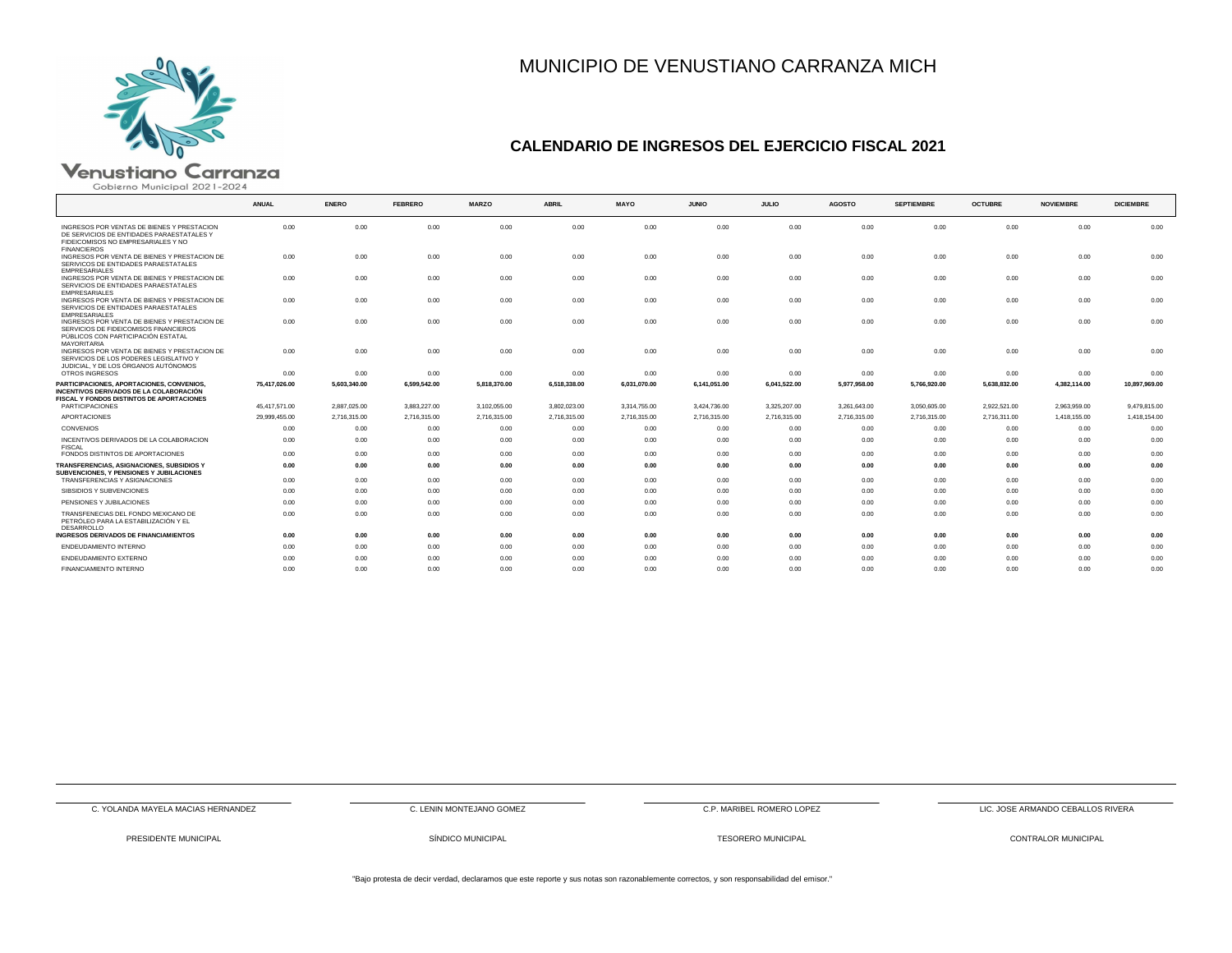# MUNICIPIO DE VENUSTIANO CARRANZA MICH

## CALENDARIO DE INGRESOS DEL EJERCICIO FISCAL 2021

Venustiano Carranza
Gobierno Municipal 2021-2024

| | ANUAL | ENERO | FEBRERO | MARZO | ABRIL | MAYO | JUNIO | JULIO | AGOSTO | SEPTIEMBRE | OCTUBRE | NOVIEMBRE | DICIEMBRE |
|---|---|---|---|---|---|---|---|---|---|---|---|---|---|
| INGRESOS POR VENTAS DE BIENES Y PRESTACION DE SERVICIOS DE ENTIDADES PARAESTATALES Y FIDEICOMISOS NO EMPRESARIALES Y NO FINANCIEROS | 0.00 | 0.00 | 0.00 | 0.00 | 0.00 | 0.00 | 0.00 | 0.00 | 0.00 | 0.00 | 0.00 | 0.00 | 0.00 |
| INGRESOS POR VENTA DE BIENES Y PRESTACION DE SERIVICOS DE ENTIDADES PARAESTATALES EMPRESARIALES | 0.00 | 0.00 | 0.00 | 0.00 | 0.00 | 0.00 | 0.00 | 0.00 | 0.00 | 0.00 | 0.00 | 0.00 | 0.00 |
| INGRESOS POR VENTA DE BIENES Y PRESTACION DE SERVICIOS DE ENTIDADES PARAESTATALES EMPRESARIALES | 0.00 | 0.00 | 0.00 | 0.00 | 0.00 | 0.00 | 0.00 | 0.00 | 0.00 | 0.00 | 0.00 | 0.00 | 0.00 |
| INGRESOS POR VENTA DE BIENES Y PRESTACION DE SERVICIOS DE ENTIDADES PARAESTATALES EMPRESARIALES | 0.00 | 0.00 | 0.00 | 0.00 | 0.00 | 0.00 | 0.00 | 0.00 | 0.00 | 0.00 | 0.00 | 0.00 | 0.00 |
| INGRESOS POR VENTA DE BIENES Y PRESTACION DE SERVICIOS DE FIDEICOMISOS FINANCIEROS PÚBLICOS CON PARTICIPACIÓN ESTATAL MAYORITARIA | 0.00 | 0.00 | 0.00 | 0.00 | 0.00 | 0.00 | 0.00 | 0.00 | 0.00 | 0.00 | 0.00 | 0.00 | 0.00 |
| INGRESOS POR VENTA DE BIENES Y PRESTACION DE SERVICIOS DE LOS PODERES LEGISLATIVO Y JUDICIAL, Y DE LOS ÓRGANOS AUTÓNOMOS | 0.00 | 0.00 | 0.00 | 0.00 | 0.00 | 0.00 | 0.00 | 0.00 | 0.00 | 0.00 | 0.00 | 0.00 | 0.00 |
| OTROS INGRESOS | 0.00 | 0.00 | 0.00 | 0.00 | 0.00 | 0.00 | 0.00 | 0.00 | 0.00 | 0.00 | 0.00 | 0.00 | 0.00 |
| **PARTICIPACIONES, APORTACIONES, CONVENIOS, INCENTIVOS DERIVADOS DE LA COLABORACIÓN FISCAL Y FONDOS DISTINTOS DE APORTACIONES** | **75,417,026.00** | **5,603,340.00** | **6,599,542.00** | **5,818,370.00** | **6,518,338.00** | **6,031,070.00** | **6,141,051.00** | **6,041,522.00** | **5,977,958.00** | **5,766,920.00** | **5,638,832.00** | **4,382,114.00** | **10,897,969.00** |
| PARTICIPACIONES | 45,417,571.00 | 2,887,025.00 | 3,883,227.00 | 3,102,055.00 | 3,802,023.00 | 3,314,755.00 | 3,424,736.00 | 3,325,207.00 | 3,261,643.00 | 3,050,605.00 | 2,922,521.00 | 2,963,959.00 | 9,479,815.00 |
| APORTACIONES | 29,999,455.00 | 2,716,315.00 | 2,716,315.00 | 2,716,315.00 | 2,716,315.00 | 2,716,315.00 | 2,716,315.00 | 2,716,315.00 | 2,716,315.00 | 2,716,315.00 | 2,716,311.00 | 1,418,155.00 | 1,418,154.00 |
| CONVENIOS | 0.00 | 0.00 | 0.00 | 0.00 | 0.00 | 0.00 | 0.00 | 0.00 | 0.00 | 0.00 | 0.00 | 0.00 | 0.00 |
| INCENTIVOS DERIVADOS DE LA COLABORACION FISCAL | 0.00 | 0.00 | 0.00 | 0.00 | 0.00 | 0.00 | 0.00 | 0.00 | 0.00 | 0.00 | 0.00 | 0.00 | 0.00 |
| FONDOS DISTINTOS DE APORTACIONES | 0.00 | 0.00 | 0.00 | 0.00 | 0.00 | 0.00 | 0.00 | 0.00 | 0.00 | 0.00 | 0.00 | 0.00 | 0.00 |
| **TRANSFERENCIAS, ASIGNACIONES, SUBSIDIOS Y SUBVENCIONES, Y PENSIONES Y JUBILACIONES** | **0.00** | **0.00** | **0.00** | **0.00** | **0.00** | **0.00** | **0.00** | **0.00** | **0.00** | **0.00** | **0.00** | **0.00** | **0.00** |
| TRANSFERENCIAS Y ASIGNACIONES | 0.00 | 0.00 | 0.00 | 0.00 | 0.00 | 0.00 | 0.00 | 0.00 | 0.00 | 0.00 | 0.00 | 0.00 | 0.00 |
| SIBSIDIOS Y SUBVENCIONES | 0.00 | 0.00 | 0.00 | 0.00 | 0.00 | 0.00 | 0.00 | 0.00 | 0.00 | 0.00 | 0.00 | 0.00 | 0.00 |
| PENSIONES Y JUBILACIONES | 0.00 | 0.00 | 0.00 | 0.00 | 0.00 | 0.00 | 0.00 | 0.00 | 0.00 | 0.00 | 0.00 | 0.00 | 0.00 |
| TRANSFENECIAS DEL FONDO MEXICANO DE PETRÓLEO PARA LA ESTABILIZACIÓN Y EL DESARROLLO | 0.00 | 0.00 | 0.00 | 0.00 | 0.00 | 0.00 | 0.00 | 0.00 | 0.00 | 0.00 | 0.00 | 0.00 | 0.00 |
| **INGRESOS DERIVADOS DE FINANCIAMIENTOS** | **0.00** | **0.00** | **0.00** | **0.00** | **0.00** | **0.00** | **0.00** | **0.00** | **0.00** | **0.00** | **0.00** | **0.00** | **0.00** |
| ENDEUDAMIENTO INTERNO | 0.00 | 0.00 | 0.00 | 0.00 | 0.00 | 0.00 | 0.00 | 0.00 | 0.00 | 0.00 | 0.00 | 0.00 | 0.00 |
| ENDEUDAMIENTO EXTERNO | 0.00 | 0.00 | 0.00 | 0.00 | 0.00 | 0.00 | 0.00 | 0.00 | 0.00 | 0.00 | 0.00 | 0.00 | 0.00 |
| FINANCIAMIENTO INTERNO | 0.00 | 0.00 | 0.00 | 0.00 | 0.00 | 0.00 | 0.00 | 0.00 | 0.00 | 0.00 | 0.00 | 0.00 | 0.00 |

C. YOLANDA MAYELA MACIAS HERNANDEZ
PRESIDENTE MUNICIPAL

C. LENIN MONTEJANO GOMEZ
SÍNDICO MUNICIPAL

C.P. MARIBEL ROMERO LOPEZ
TESORERO MUNICIPAL

LIC. JOSE ARMANDO CEBALLOS RIVERA
CONTRALOR MUNICIPAL

"Bajo protesta de decir verdad, declaramos que este reporte y sus notas son razonablemente correctos, y son responsabilidad del emisor."